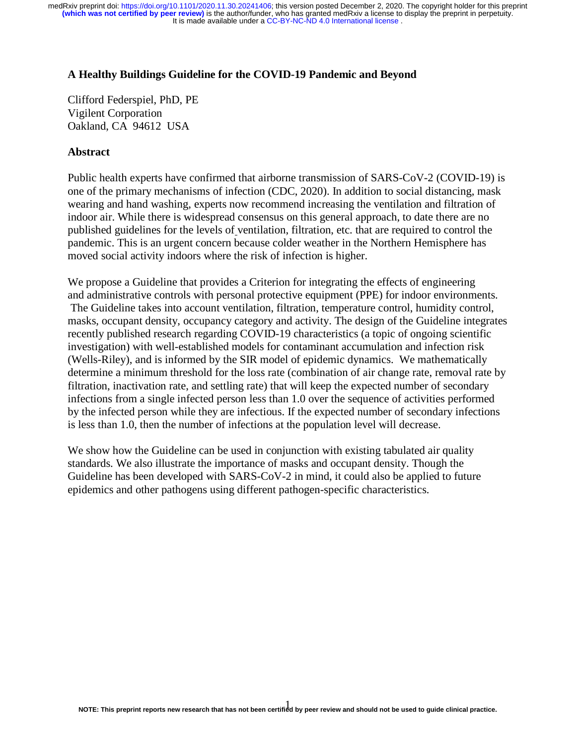# A Healthy Buildings Guideline for the COVID-19 Pandemic and Beyond

Clifford Federspiel, PhD, PE
Vigilent Corporation
Oakland, CA 94612 USA

## Abstract

Public health experts have confirmed that airborne transmission of SARS-CoV-2 (COVID-19) is one of the primary mechanisms of infection (CDC, 2020). In addition to social distancing, mask wearing and hand washing, experts now recommend increasing the ventilation and filtration of indoor air. While there is widespread consensus on this general approach, to date there are no published guidelines for the levels of ventilation, filtration, etc. that are required to control the pandemic. This is an urgent concern because colder weather in the Northern Hemisphere has moved social activity indoors where the risk of infection is higher.

We propose a Guideline that provides a Criterion for integrating the effects of engineering and administrative controls with personal protective equipment (PPE) for indoor environments. The Guideline takes into account ventilation, filtration, temperature control, humidity control, masks, occupant density, occupancy category and activity. The design of the Guideline integrates recently published research regarding COVID-19 characteristics (a topic of ongoing scientific investigation) with well-established models for contaminant accumulation and infection risk (Wells-Riley), and is informed by the SIR model of epidemic dynamics. We mathematically determine a minimum threshold for the loss rate (combination of air change rate, removal rate by filtration, inactivation rate, and settling rate) that will keep the expected number of secondary infections from a single infected person less than 1.0 over the sequence of activities performed by the infected person while they are infectious. If the expected number of secondary infections is less than 1.0, then the number of infections at the population level will decrease.

We show how the Guideline can be used in conjunction with existing tabulated air quality standards. We also illustrate the importance of masks and occupant density. Though the Guideline has been developed with SARS-CoV-2 in mind, it could also be applied to future epidemics and other pathogens using different pathogen-specific characteristics.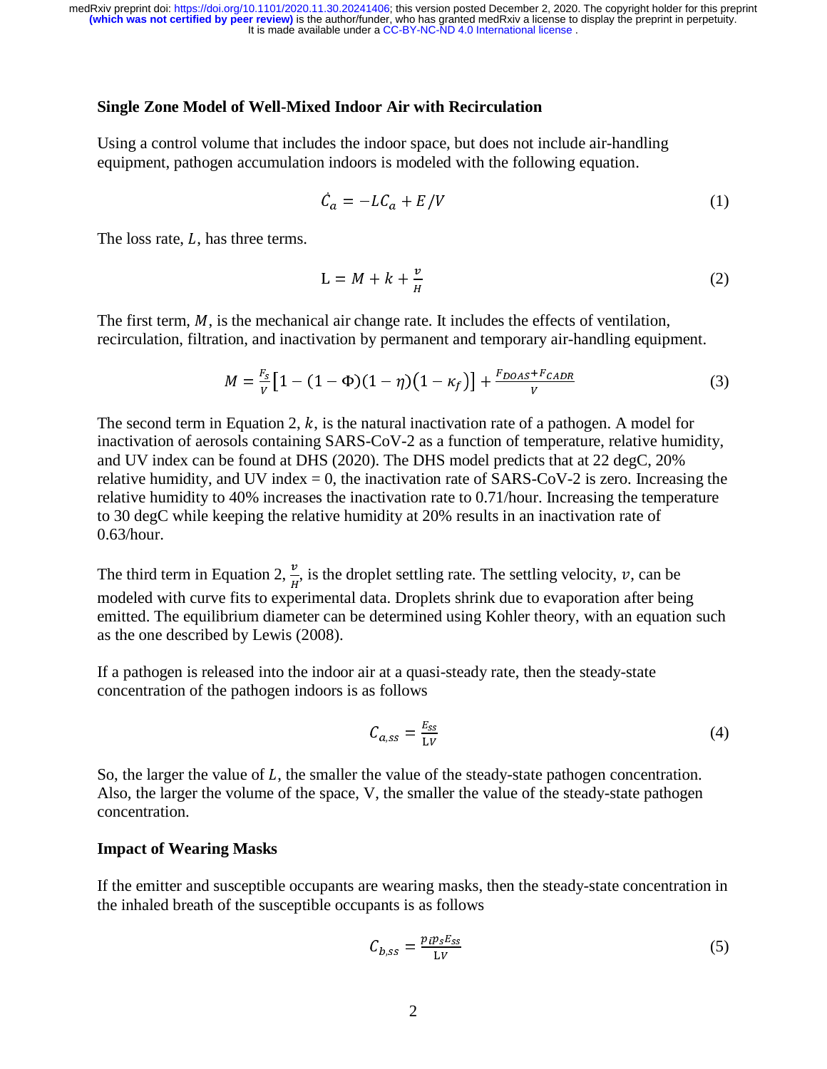### Single Zone Model of Well-Mixed Indoor Air with Recirculation

Using a control volume that includes the indoor space, but does not include air-handling equipment, pathogen accumulation indoors is modeled with the following equation.

$$\dot{C}_a = -LC_a + E/V \tag{1}$$

The loss rate, $L$, has three terms.

$$\mathrm{L} = M + k + \frac{v}{H} \tag{2}$$

The first term, $M$, is the mechanical air change rate. It includes the effects of ventilation, recirculation, filtration, and inactivation by permanent and temporary air-handling equipment.

$$M = \frac{F_s}{V}\left[1 - (1-\Phi)(1-\eta)\left(1-\kappa_f\right)\right] + \frac{F_{DOAS}+F_{CADR}}{V} \tag{3}$$

The second term in Equation 2, $k$, is the natural inactivation rate of a pathogen. A model for inactivation of aerosols containing SARS-CoV-2 as a function of temperature, relative humidity, and UV index can be found at DHS (2020). The DHS model predicts that at 22 degC, 20% relative humidity, and UV index = 0, the inactivation rate of SARS-CoV-2 is zero. Increasing the relative humidity to 40% increases the inactivation rate to 0.71/hour. Increasing the temperature to 30 degC while keeping the relative humidity at 20% results in an inactivation rate of 0.63/hour.

The third term in Equation 2, $\frac{v}{H}$, is the droplet settling rate. The settling velocity, $v$, can be modeled with curve fits to experimental data. Droplets shrink due to evaporation after being emitted. The equilibrium diameter can be determined using Kohler theory, with an equation such as the one described by Lewis (2008).

If a pathogen is released into the indoor air at a quasi-steady rate, then the steady-state concentration of the pathogen indoors is as follows

$$C_{a,ss} = \frac{E_{ss}}{\mathrm{L}V} \tag{4}$$

So, the larger the value of $L$, the smaller the value of the steady-state pathogen concentration. Also, the larger the volume of the space, V, the smaller the value of the steady-state pathogen concentration.

### Impact of Wearing Masks

If the emitter and susceptible occupants are wearing masks, then the steady-state concentration in the inhaled breath of the susceptible occupants is as follows

$$C_{b,ss} = \frac{p_i p_s E_{ss}}{\mathrm{L}V} \tag{5}$$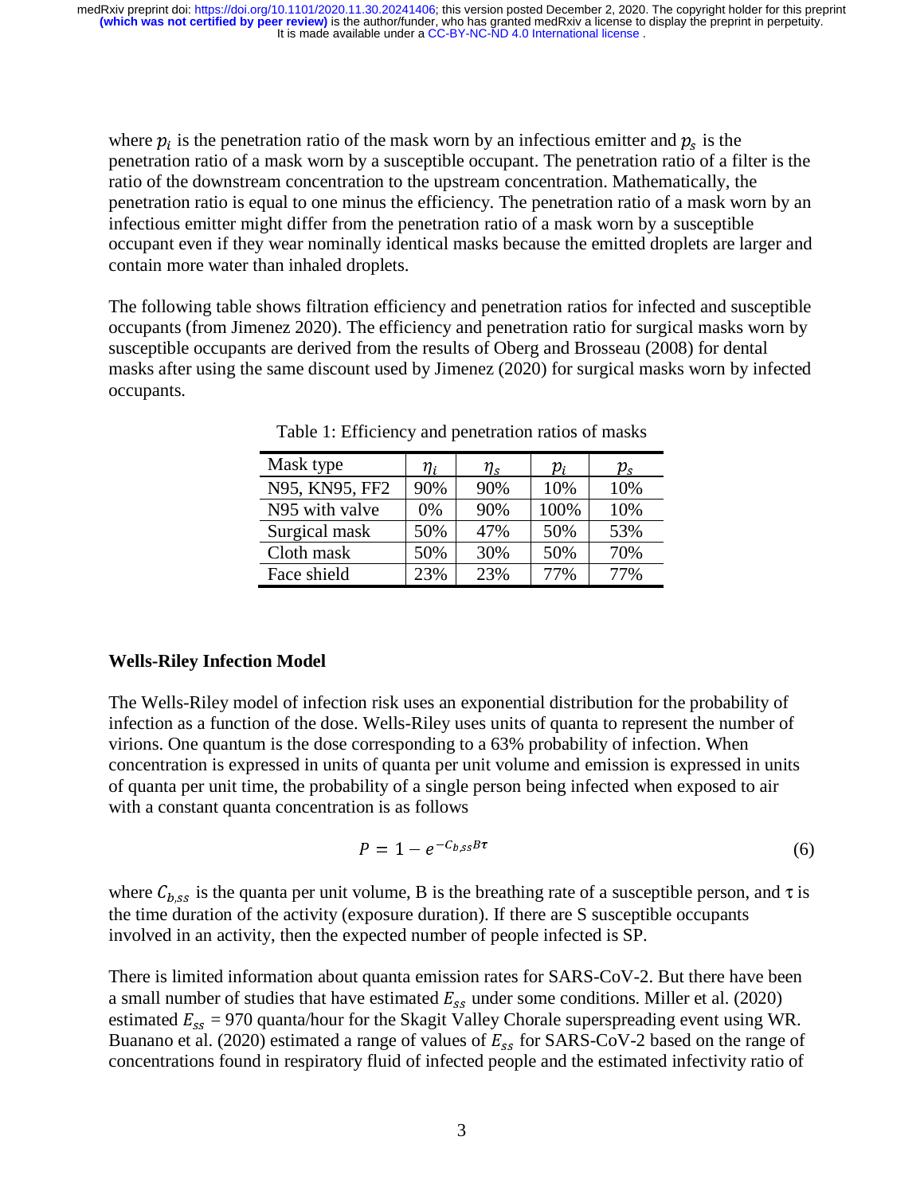where $p_i$ is the penetration ratio of the mask worn by an infectious emitter and $p_s$ is the penetration ratio of a mask worn by a susceptible occupant. The penetration ratio of a filter is the ratio of the downstream concentration to the upstream concentration. Mathematically, the penetration ratio is equal to one minus the efficiency. The penetration ratio of a mask worn by an infectious emitter might differ from the penetration ratio of a mask worn by a susceptible occupant even if they wear nominally identical masks because the emitted droplets are larger and contain more water than inhaled droplets.

The following table shows filtration efficiency and penetration ratios for infected and susceptible occupants (from Jimenez 2020). The efficiency and penetration ratio for surgical masks worn by susceptible occupants are derived from the results of Oberg and Brosseau (2008) for dental masks after using the same discount used by Jimenez (2020) for surgical masks worn by infected occupants.

Table 1: Efficiency and penetration ratios of masks

| Mask type | $\eta_i$ | $\eta_s$ | $p_i$ | $p_s$ |
|---|---|---|---|---|
| N95, KN95, FF2 | 90% | 90% | 10% | 10% |
| N95 with valve | 0% | 90% | 100% | 10% |
| Surgical mask | 50% | 47% | 50% | 53% |
| Cloth mask | 50% | 30% | 50% | 70% |
| Face shield | 23% | 23% | 77% | 77% |

## Wells-Riley Infection Model

The Wells-Riley model of infection risk uses an exponential distribution for the probability of infection as a function of the dose. Wells-Riley uses units of quanta to represent the number of virions. One quantum is the dose corresponding to a 63% probability of infection. When concentration is expressed in units of quanta per unit volume and emission is expressed in units of quanta per unit time, the probability of a single person being infected when exposed to air with a constant quanta concentration is as follows

$$P = 1 - e^{-C_{b,ss}B\tau} \tag{6}$$

where $C_{b,ss}$ is the quanta per unit volume, B is the breathing rate of a susceptible person, and $\tau$ is the time duration of the activity (exposure duration). If there are S susceptible occupants involved in an activity, then the expected number of people infected is SP.

There is limited information about quanta emission rates for SARS-CoV-2. But there have been a small number of studies that have estimated $E_{ss}$ under some conditions. Miller et al. (2020) estimated $E_{ss}$ = 970 quanta/hour for the Skagit Valley Chorale superspreading event using WR. Buanano et al. (2020) estimated a range of values of $E_{ss}$ for SARS-CoV-2 based on the range of concentrations found in respiratory fluid of infected people and the estimated infectivity ratio of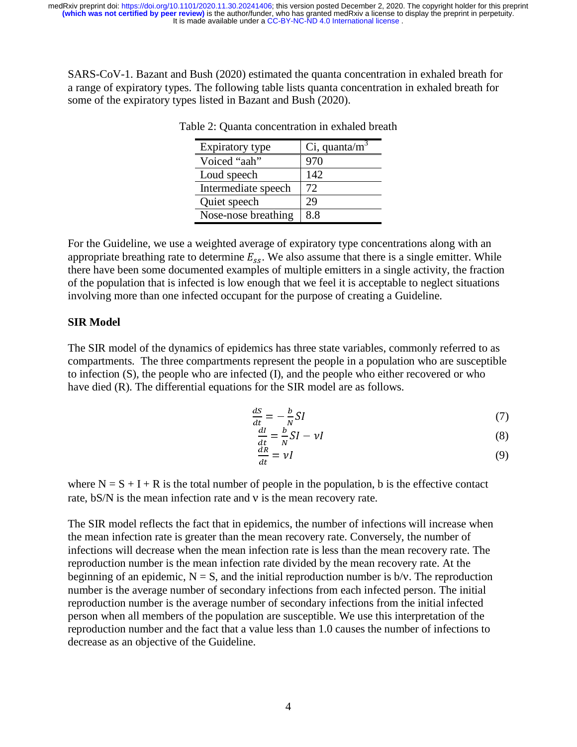SARS-CoV-1. Bazant and Bush (2020) estimated the quanta concentration in exhaled breath for a range of expiratory types. The following table lists quanta concentration in exhaled breath for some of the expiratory types listed in Bazant and Bush (2020).

Table 2: Quanta concentration in exhaled breath

| Expiratory type | Ci, quanta/m$^3$ |
|---|---|
| Voiced "aah" | 970 |
| Loud speech | 142 |
| Intermediate speech | 72 |
| Quiet speech | 29 |
| Nose-nose breathing | 8.8 |

For the Guideline, we use a weighted average of expiratory type concentrations along with an appropriate breathing rate to determine $E_{ss}$. We also assume that there is a single emitter. While there have been some documented examples of multiple emitters in a single activity, the fraction of the population that is infected is low enough that we feel it is acceptable to neglect situations involving more than one infected occupant for the purpose of creating a Guideline.

**SIR Model**

The SIR model of the dynamics of epidemics has three state variables, commonly referred to as compartments. The three compartments represent the people in a population who are susceptible to infection (S), the people who are infected (I), and the people who either recovered or who have died (R). The differential equations for the SIR model are as follows.

$$\frac{dS}{dt} = -\frac{b}{N}SI \tag{7}$$

$$\frac{dI}{dt} = \frac{b}{N}SI - \nu I \tag{8}$$

$$\frac{dR}{dt} = \nu I \tag{9}$$

where N = S + I + R is the total number of people in the population, b is the effective contact rate, bS/N is the mean infection rate and ν is the mean recovery rate.

The SIR model reflects the fact that in epidemics, the number of infections will increase when the mean infection rate is greater than the mean recovery rate. Conversely, the number of infections will decrease when the mean infection rate is less than the mean recovery rate. The reproduction number is the mean infection rate divided by the mean recovery rate. At the beginning of an epidemic, N = S, and the initial reproduction number is b/ν. The reproduction number is the average number of secondary infections from each infected person. The initial reproduction number is the average number of secondary infections from the initial infected person when all members of the population are susceptible. We use this interpretation of the reproduction number and the fact that a value less than 1.0 causes the number of infections to decrease as an objective of the Guideline.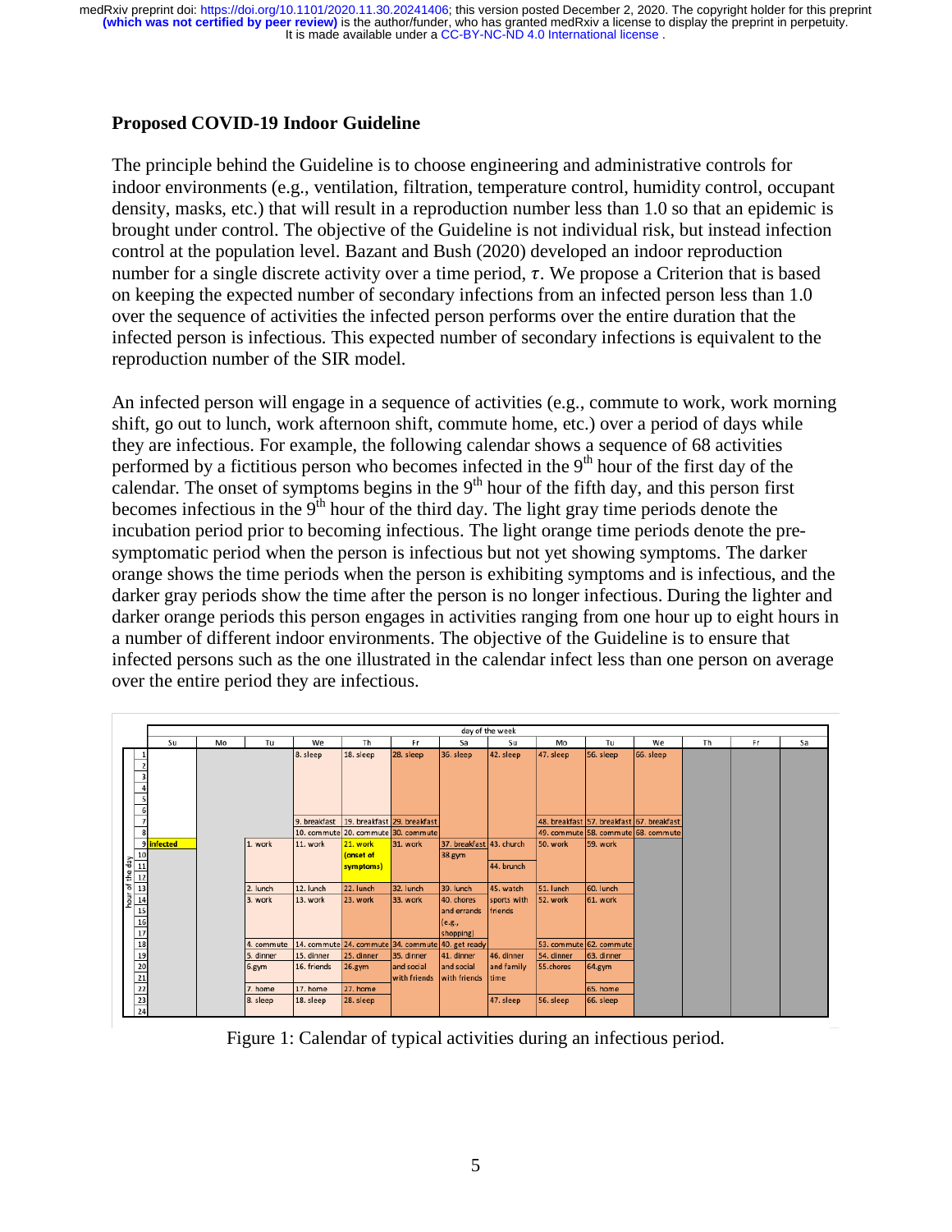## Proposed COVID-19 Indoor Guideline

The principle behind the Guideline is to choose engineering and administrative controls for indoor environments (e.g., ventilation, filtration, temperature control, humidity control, occupant density, masks, etc.) that will result in a reproduction number less than 1.0 so that an epidemic is brought under control. The objective of the Guideline is not individual risk, but instead infection control at the population level. Bazant and Bush (2020) developed an indoor reproduction number for a single discrete activity over a time period, $\tau$. We propose a Criterion that is based on keeping the expected number of secondary infections from an infected person less than 1.0 over the sequence of activities the infected person performs over the entire duration that the infected person is infectious. This expected number of secondary infections is equivalent to the reproduction number of the SIR model.

An infected person will engage in a sequence of activities (e.g., commute to work, work morning shift, go out to lunch, work afternoon shift, commute home, etc.) over a period of days while they are infectious. For example, the following calendar shows a sequence of 68 activities performed by a fictitious person who becomes infected in the 9th hour of the first day of the calendar. The onset of symptoms begins in the 9th hour of the fifth day, and this person first becomes infectious in the 9th hour of the third day. The light gray time periods denote the incubation period prior to becoming infectious. The light orange time periods denote the pre-symptomatic period when the person is infectious but not yet showing symptoms. The darker orange shows the time periods when the person is exhibiting symptoms and is infectious, and the darker gray periods show the time after the person is no longer infectious. During the lighter and darker orange periods this person engages in activities ranging from one hour up to eight hours in a number of different indoor environments. The objective of the Guideline is to ensure that infected persons such as the one illustrated in the calendar infect less than one person on average over the entire period they are infectious.

| hour of the day | Su | Mo | Tu | We | Th | Fr | Sa | Su | Mo | Tu | We | Th | Fr | Sa |
|---|---|---|---|---|---|---|---|---|---|---|---|---|---|---|
| 1 | | | | 8. sleep | 18. sleep | 28. sleep | 36. sleep | 42. sleep | 47. sleep | 56. sleep | 66. sleep | | | |
| 2 | | | | | | | | | | | | | | |
| 3 | | | | | | | | | | | | | | |
| 4 | | | | | | | | | | | | | | |
| 5 | | | | | | | | | | | | | | |
| 6 | | | | | | | | | | | | | | |
| 7 | | | | 9. breakfast | 19. breakfast | 29. breakfast | | | 48. breakfast | 57. breakfast | 67. breakfast | | | |
| 8 | | | | 10. commute | 20. commute | 30. commute | | | 49. commute | 58. commute | 68. commute | | | |
| 9 | infected | | 1. work | 11. work | 21. work (onset of symptoms) | 31. work | 37. breakfast | 43. church | 50. work | 59. work | | | | |
| 10 | | | | | | | 38.gym | | | | | | | |
| 11 | | | | | | | | 44. brunch | | | | | | |
| 12 | | | | | | | | | | | | | | |
| 13 | | | 2. lunch | 12. lunch | 22. lunch | 32. lunch | 39. lunch | 45. watch sports with friends | 51. lunch | 60. lunch | | | | |
| 14 | | | 3. work | 13. work | 23. work | 33. work | 40. chores and errands (e.g., shopping) | | 52. work | 61. work | | | | |
| 15 | | | | | | | | | | | | | | |
| 16 | | | | | | | | | | | | | | |
| 17 | | | | | | | | | | | | | | |
| 18 | | | 4. commute | 14. commute | 24. commute | 34. commute | 40. get ready | | 53. commute | 62. commute | | | | |
| 19 | | | 5. dinner | 15. dinner | 25. dinner | 35. dinner and social with friends | 41. dinner and social with friends | 46. dinner and family time | 54. dinner | 63. dinner | | | | |
| 20 | | | 6.gym | 16. friends | 26.gym | | | | 55.chores | 64.gym | | | | |
| 21 | | | | | | | | | | | | | | |
| 22 | | | 7. home | 17. home | 27. home | | | | | 65. home | | | | |
| 23 | | | 8. sleep | 18. sleep | 28. sleep | | | 47. sleep | 56. sleep | 66. sleep | | | | |
| 24 | | | | | | | | | | | | | | |

Figure 1: Calendar of typical activities during an infectious period.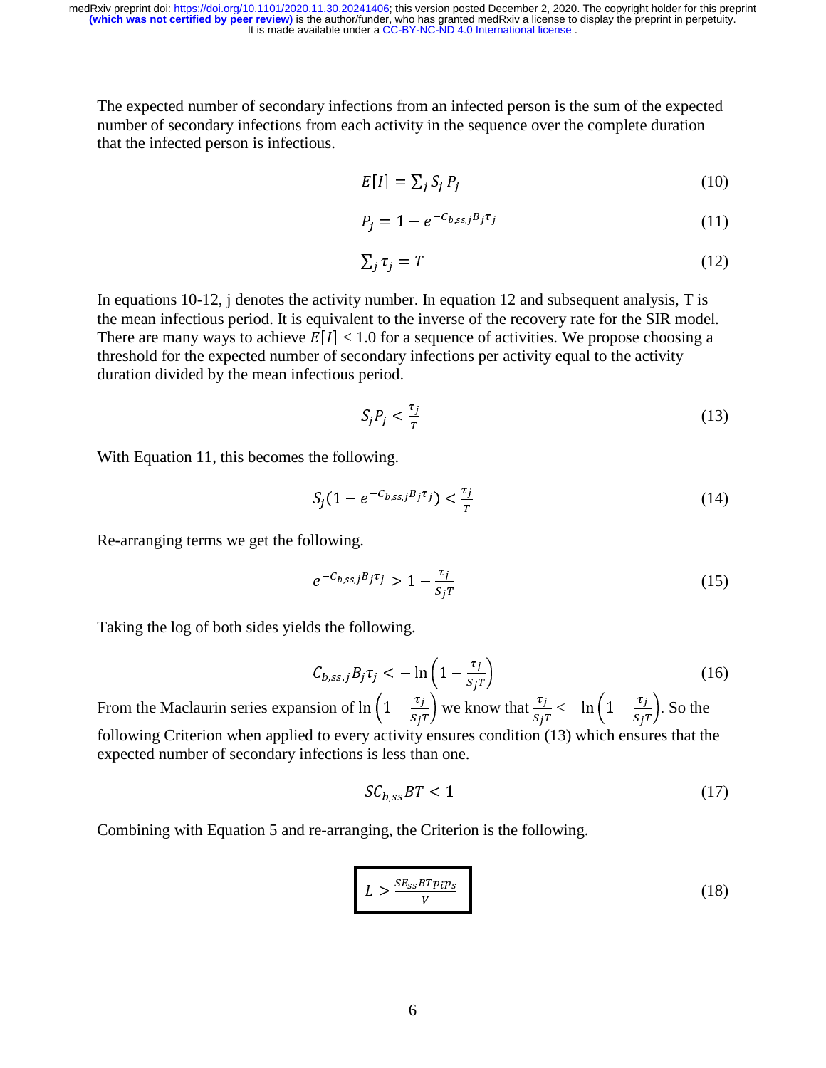The expected number of secondary infections from an infected person is the sum of the expected number of secondary infections from each activity in the sequence over the complete duration that the infected person is infectious.

$$E[I] = \sum_j S_j P_j \tag{10}$$

$$P_j = 1 - e^{-C_{b,ss,j} B_j \tau_j} \tag{11}$$

$$\sum_j \tau_j = T \tag{12}$$

In equations 10-12, j denotes the activity number. In equation 12 and subsequent analysis, T is the mean infectious period. It is equivalent to the inverse of the recovery rate for the SIR model. There are many ways to achieve $E[I] < 1.0$ for a sequence of activities. We propose choosing a threshold for the expected number of secondary infections per activity equal to the activity duration divided by the mean infectious period.

$$S_j P_j < \frac{\tau_j}{T} \tag{13}$$

With Equation 11, this becomes the following.

$$S_j (1 - e^{-C_{b,ss,j} B_j \tau_j}) < \frac{\tau_j}{T} \tag{14}$$

Re-arranging terms we get the following.

$$e^{-C_{b,ss,j} B_j \tau_j} > 1 - \frac{\tau_j}{S_j T} \tag{15}$$

Taking the log of both sides yields the following.

$$C_{b,ss,j} B_j \tau_j < -\ln\left(1 - \frac{\tau_j}{S_j T}\right) \tag{16}$$

From the Maclaurin series expansion of $\ln\left(1 - \frac{\tau_j}{S_j T}\right)$ we know that $\frac{\tau_j}{S_j T} < -\ln\left(1 - \frac{\tau_j}{S_j T}\right)$. So the following Criterion when applied to every activity ensures condition (13) which ensures that the expected number of secondary infections is less than one.

$$S C_{b,ss} B T < 1 \tag{17}$$

Combining with Equation 5 and re-arranging, the Criterion is the following.

$$\boxed{L > \frac{S E_{ss} B T p_i p_s}{V}} \tag{18}$$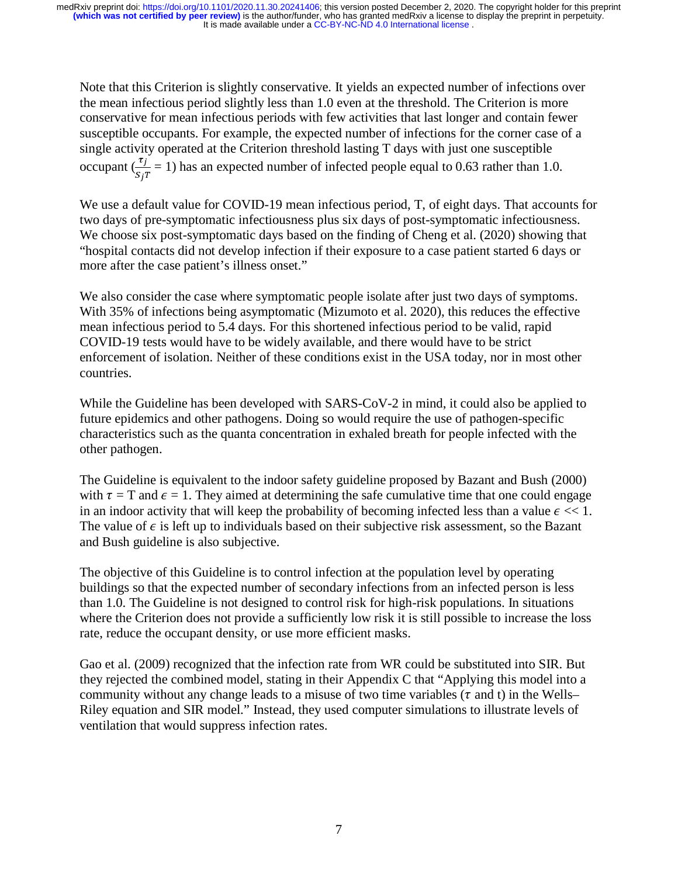Note that this Criterion is slightly conservative. It yields an expected number of infections over the mean infectious period slightly less than 1.0 even at the threshold. The Criterion is more conservative for mean infectious periods with few activities that last longer and contain fewer susceptible occupants. For example, the expected number of infections for the corner case of a single activity operated at the Criterion threshold lasting T days with just one susceptible occupant ($\frac{\tau_j}{S_j T} = 1$) has an expected number of infected people equal to 0.63 rather than 1.0.

We use a default value for COVID-19 mean infectious period, T, of eight days. That accounts for two days of pre-symptomatic infectiousness plus six days of post-symptomatic infectiousness. We choose six post-symptomatic days based on the finding of Cheng et al. (2020) showing that "hospital contacts did not develop infection if their exposure to a case patient started 6 days or more after the case patient's illness onset."

We also consider the case where symptomatic people isolate after just two days of symptoms. With 35% of infections being asymptomatic (Mizumoto et al. 2020), this reduces the effective mean infectious period to 5.4 days. For this shortened infectious period to be valid, rapid COVID-19 tests would have to be widely available, and there would have to be strict enforcement of isolation. Neither of these conditions exist in the USA today, nor in most other countries.

While the Guideline has been developed with SARS-CoV-2 in mind, it could also be applied to future epidemics and other pathogens. Doing so would require the use of pathogen-specific characteristics such as the quanta concentration in exhaled breath for people infected with the other pathogen.

The Guideline is equivalent to the indoor safety guideline proposed by Bazant and Bush (2000) with $\tau$ = T and $\epsilon$ = 1. They aimed at determining the safe cumulative time that one could engage in an indoor activity that will keep the probability of becoming infected less than a value $\epsilon << 1$. The value of $\epsilon$ is left up to individuals based on their subjective risk assessment, so the Bazant and Bush guideline is also subjective.

The objective of this Guideline is to control infection at the population level by operating buildings so that the expected number of secondary infections from an infected person is less than 1.0. The Guideline is not designed to control risk for high-risk populations. In situations where the Criterion does not provide a sufficiently low risk it is still possible to increase the loss rate, reduce the occupant density, or use more efficient masks.

Gao et al. (2009) recognized that the infection rate from WR could be substituted into SIR. But they rejected the combined model, stating in their Appendix C that "Applying this model into a community without any change leads to a misuse of two time variables ($\tau$ and t) in the Wells–Riley equation and SIR model." Instead, they used computer simulations to illustrate levels of ventilation that would suppress infection rates.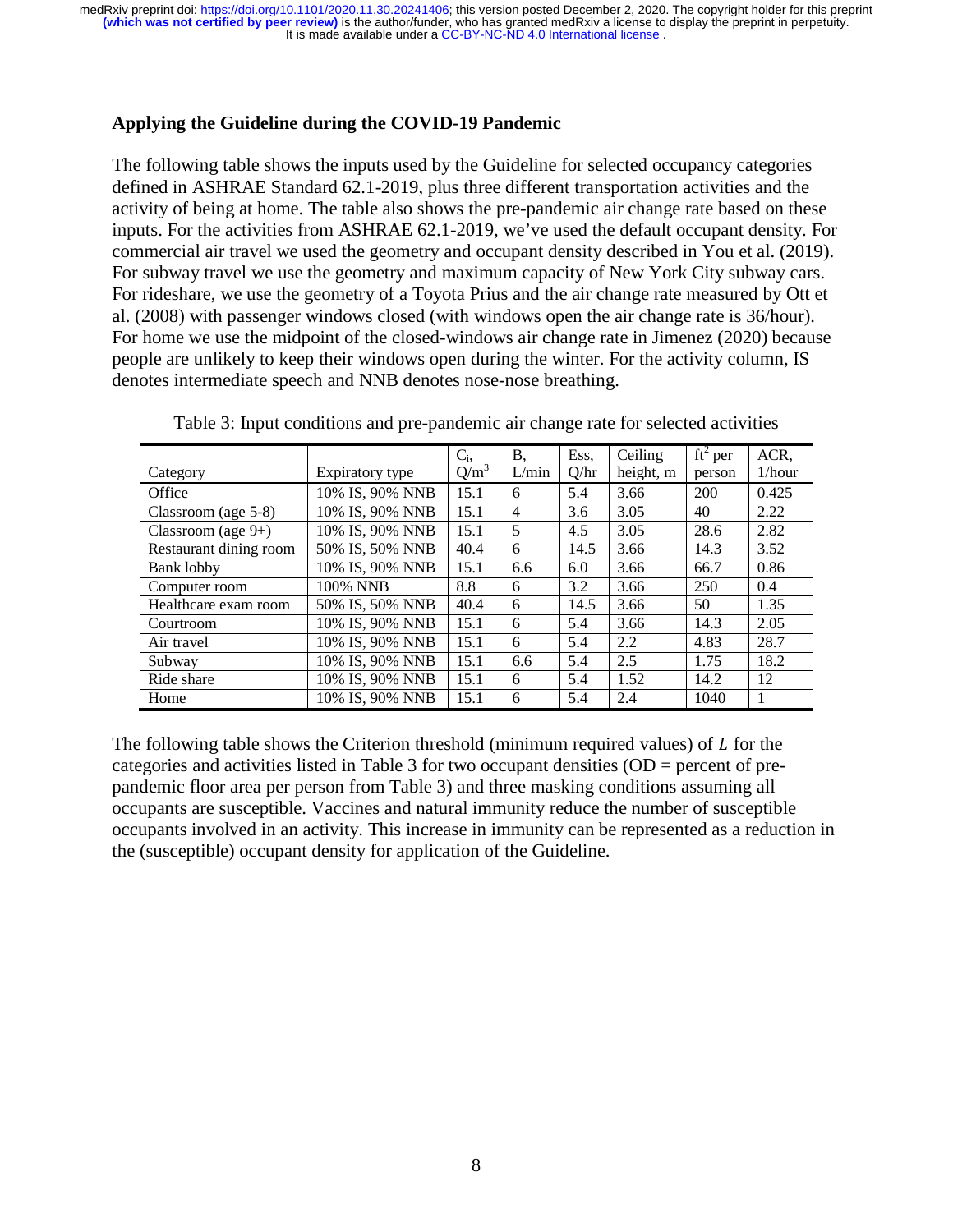## Applying the Guideline during the COVID-19 Pandemic

The following table shows the inputs used by the Guideline for selected occupancy categories defined in ASHRAE Standard 62.1-2019, plus three different transportation activities and the activity of being at home. The table also shows the pre-pandemic air change rate based on these inputs. For the activities from ASHRAE 62.1-2019, we've used the default occupant density. For commercial air travel we used the geometry and occupant density described in You et al. (2019). For subway travel we use the geometry and maximum capacity of New York City subway cars. For rideshare, we use the geometry of a Toyota Prius and the air change rate measured by Ott et al. (2008) with passenger windows closed (with windows open the air change rate is 36/hour). For home we use the midpoint of the closed-windows air change rate in Jimenez (2020) because people are unlikely to keep their windows open during the winter. For the activity column, IS denotes intermediate speech and NNB denotes nose-nose breathing.

Table 3: Input conditions and pre-pandemic air change rate for selected activities

| Category | Expiratory type | $C_i$, Q/m$^3$ | B, L/min | Ess, Q/hr | Ceiling height, m | ft$^2$ per person | ACR, 1/hour |
|---|---|---|---|---|---|---|---|
| Office | 10% IS, 90% NNB | 15.1 | 6 | 5.4 | 3.66 | 200 | 0.425 |
| Classroom (age 5-8) | 10% IS, 90% NNB | 15.1 | 4 | 3.6 | 3.05 | 40 | 2.22 |
| Classroom (age 9+) | 10% IS, 90% NNB | 15.1 | 5 | 4.5 | 3.05 | 28.6 | 2.82 |
| Restaurant dining room | 50% IS, 50% NNB | 40.4 | 6 | 14.5 | 3.66 | 14.3 | 3.52 |
| Bank lobby | 10% IS, 90% NNB | 15.1 | 6.6 | 6.0 | 3.66 | 66.7 | 0.86 |
| Computer room | 100% NNB | 8.8 | 6 | 3.2 | 3.66 | 250 | 0.4 |
| Healthcare exam room | 50% IS, 50% NNB | 40.4 | 6 | 14.5 | 3.66 | 50 | 1.35 |
| Courtroom | 10% IS, 90% NNB | 15.1 | 6 | 5.4 | 3.66 | 14.3 | 2.05 |
| Air travel | 10% IS, 90% NNB | 15.1 | 6 | 5.4 | 2.2 | 4.83 | 28.7 |
| Subway | 10% IS, 90% NNB | 15.1 | 6.6 | 5.4 | 2.5 | 1.75 | 18.2 |
| Ride share | 10% IS, 90% NNB | 15.1 | 6 | 5.4 | 1.52 | 14.2 | 12 |
| Home | 10% IS, 90% NNB | 15.1 | 6 | 5.4 | 2.4 | 1040 | 1 |

The following table shows the Criterion threshold (minimum required values) of $L$ for the categories and activities listed in Table 3 for two occupant densities (OD = percent of pre-pandemic floor area per person from Table 3) and three masking conditions assuming all occupants are susceptible. Vaccines and natural immunity reduce the number of susceptible occupants involved in an activity. This increase in immunity can be represented as a reduction in the (susceptible) occupant density for application of the Guideline.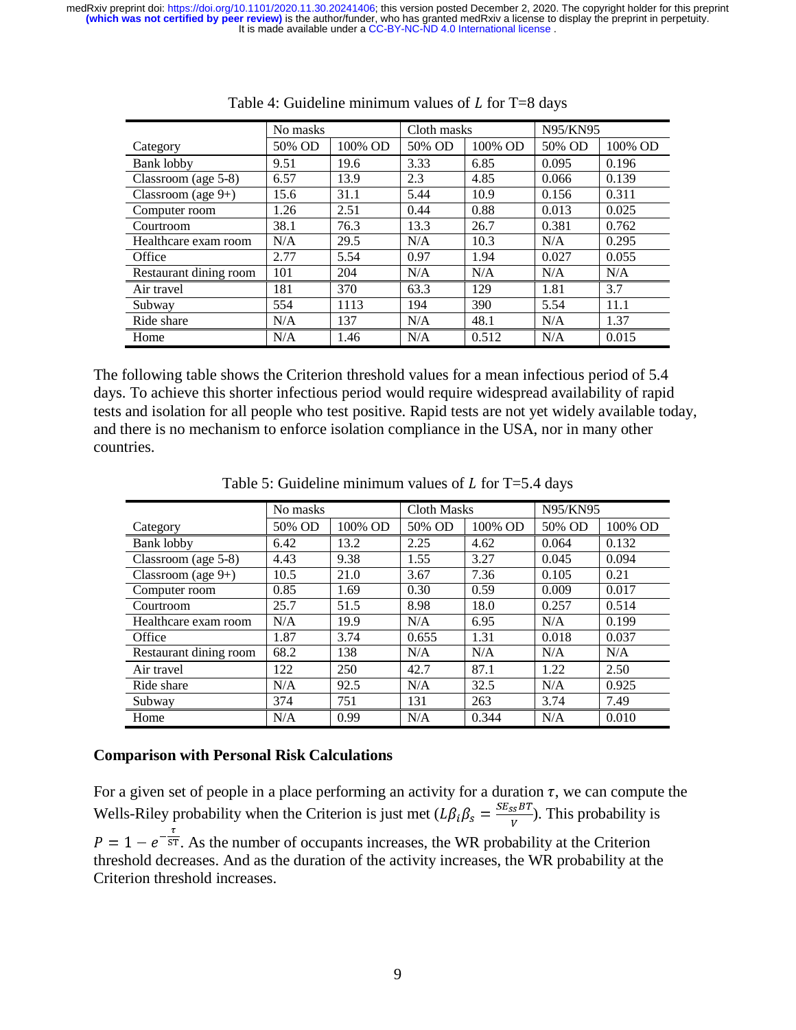Table 4: Guideline minimum values of $L$ for T=8 days

| | No masks | | Cloth masks | | N95/KN95 | |
|---|---|---|---|---|---|---|
| Category | 50% OD | 100% OD | 50% OD | 100% OD | 50% OD | 100% OD |
| Bank lobby | 9.51 | 19.6 | 3.33 | 6.85 | 0.095 | 0.196 |
| Classroom (age 5-8) | 6.57 | 13.9 | 2.3 | 4.85 | 0.066 | 0.139 |
| Classroom (age 9+) | 15.6 | 31.1 | 5.44 | 10.9 | 0.156 | 0.311 |
| Computer room | 1.26 | 2.51 | 0.44 | 0.88 | 0.013 | 0.025 |
| Courtroom | 38.1 | 76.3 | 13.3 | 26.7 | 0.381 | 0.762 |
| Healthcare exam room | N/A | 29.5 | N/A | 10.3 | N/A | 0.295 |
| Office | 2.77 | 5.54 | 0.97 | 1.94 | 0.027 | 0.055 |
| Restaurant dining room | 101 | 204 | N/A | N/A | N/A | N/A |
| Air travel | 181 | 370 | 63.3 | 129 | 1.81 | 3.7 |
| Subway | 554 | 1113 | 194 | 390 | 5.54 | 11.1 |
| Ride share | N/A | 137 | N/A | 48.1 | N/A | 1.37 |
| Home | N/A | 1.46 | N/A | 0.512 | N/A | 0.015 |

The following table shows the Criterion threshold values for a mean infectious period of 5.4 days. To achieve this shorter infectious period would require widespread availability of rapid tests and isolation for all people who test positive. Rapid tests are not yet widely available today, and there is no mechanism to enforce isolation compliance in the USA, nor in many other countries.

Table 5: Guideline minimum values of $L$ for T=5.4 days

| | No masks | | Cloth Masks | | N95/KN95 | |
|---|---|---|---|---|---|---|
| Category | 50% OD | 100% OD | 50% OD | 100% OD | 50% OD | 100% OD |
| Bank lobby | 6.42 | 13.2 | 2.25 | 4.62 | 0.064 | 0.132 |
| Classroom (age 5-8) | 4.43 | 9.38 | 1.55 | 3.27 | 0.045 | 0.094 |
| Classroom (age 9+) | 10.5 | 21.0 | 3.67 | 7.36 | 0.105 | 0.21 |
| Computer room | 0.85 | 1.69 | 0.30 | 0.59 | 0.009 | 0.017 |
| Courtroom | 25.7 | 51.5 | 8.98 | 18.0 | 0.257 | 0.514 |
| Healthcare exam room | N/A | 19.9 | N/A | 6.95 | N/A | 0.199 |
| Office | 1.87 | 3.74 | 0.655 | 1.31 | 0.018 | 0.037 |
| Restaurant dining room | 68.2 | 138 | N/A | N/A | N/A | N/A |
| Air travel | 122 | 250 | 42.7 | 87.1 | 1.22 | 2.50 |
| Ride share | N/A | 92.5 | N/A | 32.5 | N/A | 0.925 |
| Subway | 374 | 751 | 131 | 263 | 3.74 | 7.49 |
| Home | N/A | 0.99 | N/A | 0.344 | N/A | 0.010 |

**Comparison with Personal Risk Calculations**

For a given set of people in a place performing an activity for a duration $\tau$, we can compute the Wells-Riley probability when the Criterion is just met ($L\beta_i\beta_s = \frac{SE_{ss}BT}{V}$). This probability is $P = 1 - e^{-\frac{\tau}{ST}}$. As the number of occupants increases, the WR probability at the Criterion threshold decreases. And as the duration of the activity increases, the WR probability at the Criterion threshold increases.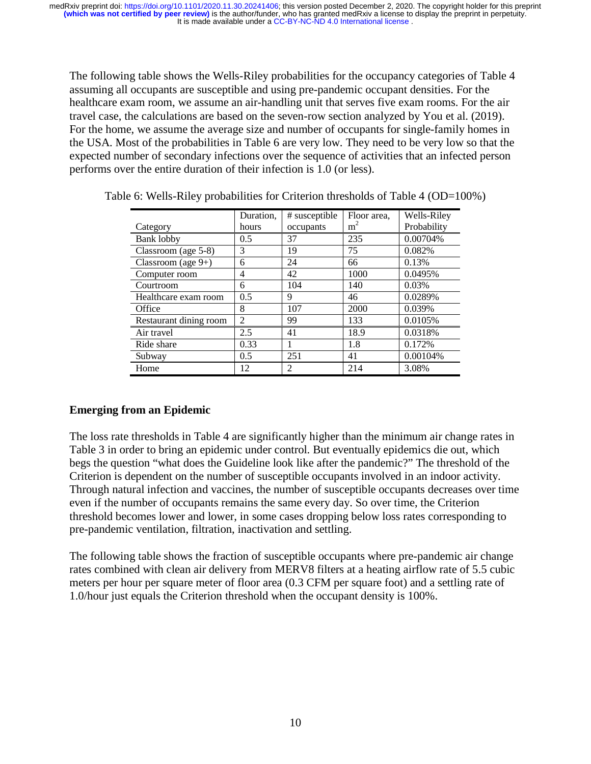The following table shows the Wells-Riley probabilities for the occupancy categories of Table 4 assuming all occupants are susceptible and using pre-pandemic occupant densities. For the healthcare exam room, we assume an air-handling unit that serves five exam rooms. For the air travel case, the calculations are based on the seven-row section analyzed by You et al. (2019). For the home, we assume the average size and number of occupants for single-family homes in the USA. Most of the probabilities in Table 6 are very low. They need to be very low so that the expected number of secondary infections over the sequence of activities that an infected person performs over the entire duration of their infection is 1.0 (or less).

Table 6: Wells-Riley probabilities for Criterion thresholds of Table 4 (OD=100%)

| Category | Duration, hours | # susceptible occupants | Floor area, $m^2$ | Wells-Riley Probability |
|---|---|---|---|---|
| Bank lobby | 0.5 | 37 | 235 | 0.00704% |
| Classroom (age 5-8) | 3 | 19 | 75 | 0.082% |
| Classroom (age 9+) | 6 | 24 | 66 | 0.13% |
| Computer room | 4 | 42 | 1000 | 0.0495% |
| Courtroom | 6 | 104 | 140 | 0.03% |
| Healthcare exam room | 0.5 | 9 | 46 | 0.0289% |
| Office | 8 | 107 | 2000 | 0.039% |
| Restaurant dining room | 2 | 99 | 133 | 0.0105% |
| Air travel | 2.5 | 41 | 18.9 | 0.0318% |
| Ride share | 0.33 | 1 | 1.8 | 0.172% |
| Subway | 0.5 | 251 | 41 | 0.00104% |
| Home | 12 | 2 | 214 | 3.08% |

## Emerging from an Epidemic

The loss rate thresholds in Table 4 are significantly higher than the minimum air change rates in Table 3 in order to bring an epidemic under control. But eventually epidemics die out, which begs the question "what does the Guideline look like after the pandemic?" The threshold of the Criterion is dependent on the number of susceptible occupants involved in an indoor activity. Through natural infection and vaccines, the number of susceptible occupants decreases over time even if the number of occupants remains the same every day. So over time, the Criterion threshold becomes lower and lower, in some cases dropping below loss rates corresponding to pre-pandemic ventilation, filtration, inactivation and settling.

The following table shows the fraction of susceptible occupants where pre-pandemic air change rates combined with clean air delivery from MERV8 filters at a heating airflow rate of 5.5 cubic meters per hour per square meter of floor area (0.3 CFM per square foot) and a settling rate of 1.0/hour just equals the Criterion threshold when the occupant density is 100%.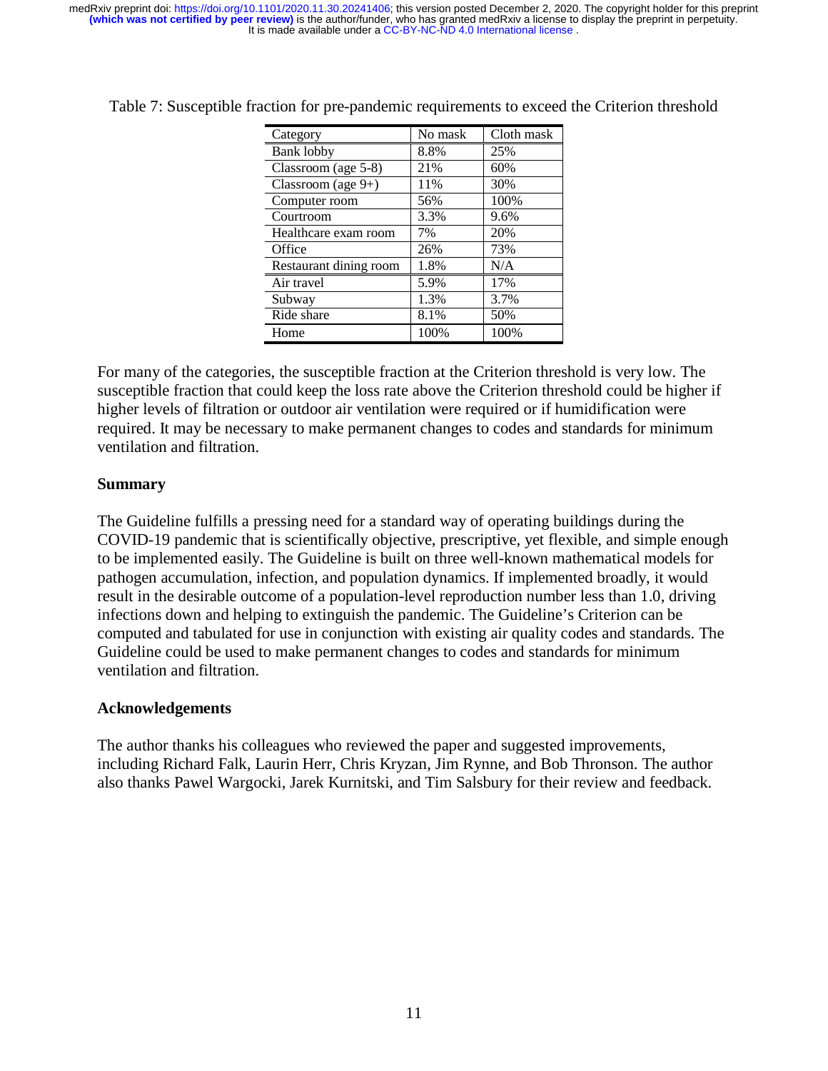Table 7: Susceptible fraction for pre-pandemic requirements to exceed the Criterion threshold

| Category | No mask | Cloth mask |
| --- | --- | --- |
| Bank lobby | 8.8% | 25% |
| Classroom (age 5-8) | 21% | 60% |
| Classroom (age 9+) | 11% | 30% |
| Computer room | 56% | 100% |
| Courtroom | 3.3% | 9.6% |
| Healthcare exam room | 7% | 20% |
| Office | 26% | 73% |
| Restaurant dining room | 1.8% | N/A |
| Air travel | 5.9% | 17% |
| Subway | 1.3% | 3.7% |
| Ride share | 8.1% | 50% |
| Home | 100% | 100% |

For many of the categories, the susceptible fraction at the Criterion threshold is very low. The susceptible fraction that could keep the loss rate above the Criterion threshold could be higher if higher levels of filtration or outdoor air ventilation were required or if humidification were required. It may be necessary to make permanent changes to codes and standards for minimum ventilation and filtration.

## Summary

The Guideline fulfills a pressing need for a standard way of operating buildings during the COVID-19 pandemic that is scientifically objective, prescriptive, yet flexible, and simple enough to be implemented easily. The Guideline is built on three well-known mathematical models for pathogen accumulation, infection, and population dynamics. If implemented broadly, it would result in the desirable outcome of a population-level reproduction number less than 1.0, driving infections down and helping to extinguish the pandemic. The Guideline's Criterion can be computed and tabulated for use in conjunction with existing air quality codes and standards. The Guideline could be used to make permanent changes to codes and standards for minimum ventilation and filtration.

## Acknowledgements

The author thanks his colleagues who reviewed the paper and suggested improvements, including Richard Falk, Laurin Herr, Chris Kryzan, Jim Rynne, and Bob Thronson. The author also thanks Pawel Wargocki, Jarek Kurnitski, and Tim Salsbury for their review and feedback.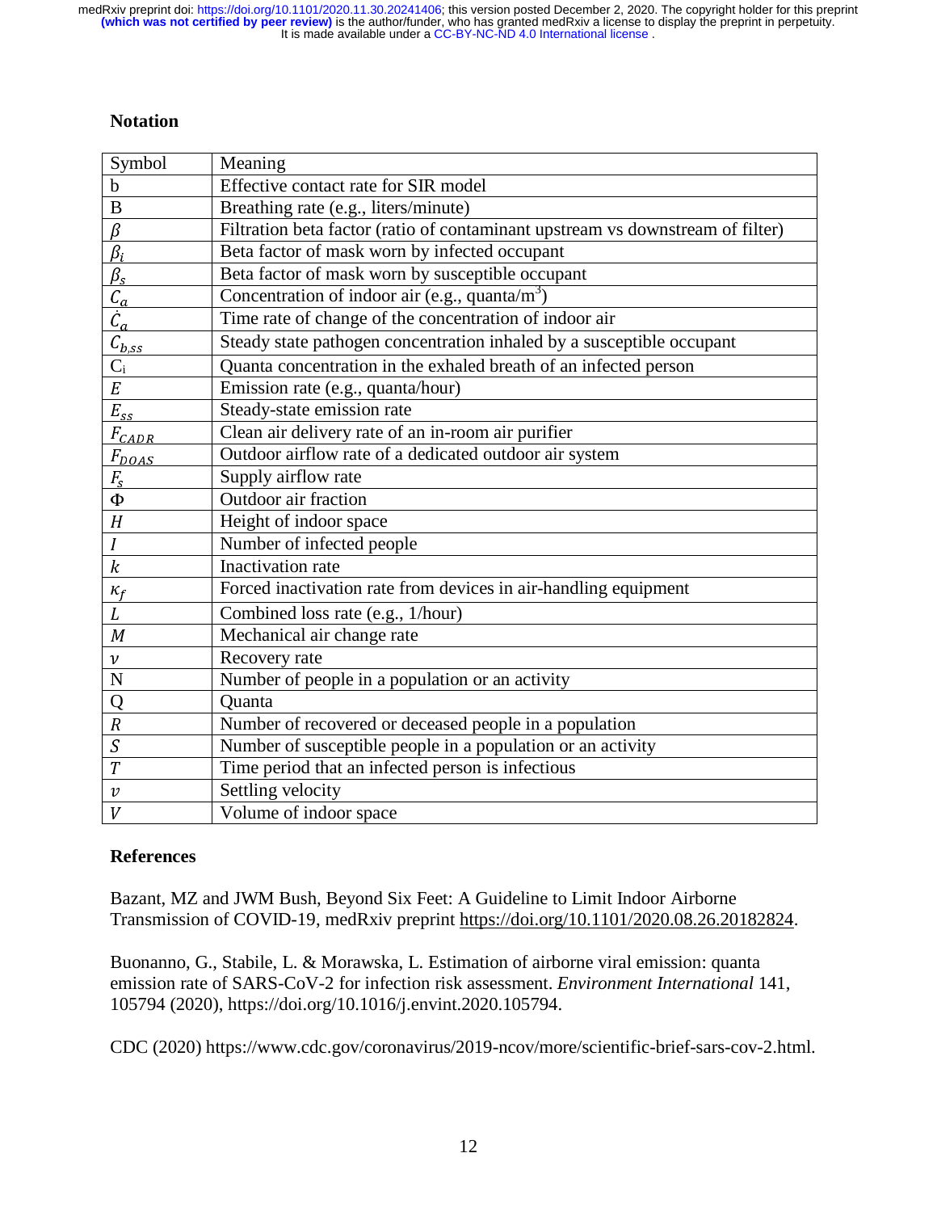## Notation

| Symbol | Meaning |
|---|---|
| b | Effective contact rate for SIR model |
| B | Breathing rate (e.g., liters/minute) |
| $\beta$ | Filtration beta factor (ratio of contaminant upstream vs downstream of filter) |
| $\beta_i$ | Beta factor of mask worn by infected occupant |
| $\beta_s$ | Beta factor of mask worn by susceptible occupant |
| $C_a$ | Concentration of indoor air (e.g., quanta/m$^3$) |
| $\dot{C}_a$ | Time rate of change of the concentration of indoor air |
| $C_{b,ss}$ | Steady state pathogen concentration inhaled by a susceptible occupant |
| $C_i$ | Quanta concentration in the exhaled breath of an infected person |
| $E$ | Emission rate (e.g., quanta/hour) |
| $E_{ss}$ | Steady-state emission rate |
| $F_{CADR}$ | Clean air delivery rate of an in-room air purifier |
| $F_{DOAS}$ | Outdoor airflow rate of a dedicated outdoor air system |
| $F_s$ | Supply airflow rate |
| $\Phi$ | Outdoor air fraction |
| $H$ | Height of indoor space |
| $I$ | Number of infected people |
| $k$ | Inactivation rate |
| $\kappa_f$ | Forced inactivation rate from devices in air-handling equipment |
| $L$ | Combined loss rate (e.g., 1/hour) |
| $M$ | Mechanical air change rate |
| $\nu$ | Recovery rate |
| N | Number of people in a population or an activity |
| Q | Quanta |
| $R$ | Number of recovered or deceased people in a population |
| $S$ | Number of susceptible people in a population or an activity |
| $T$ | Time period that an infected person is infectious |
| $v$ | Settling velocity |
| $V$ | Volume of indoor space |

## References

Bazant, MZ and JWM Bush, Beyond Six Feet: A Guideline to Limit Indoor Airborne Transmission of COVID-19, medRxiv preprint https://doi.org/10.1101/2020.08.26.20182824.

Buonanno, G., Stabile, L. & Morawska, L. Estimation of airborne viral emission: quanta emission rate of SARS-CoV-2 for infection risk assessment. *Environment International* 141, 105794 (2020), https://doi.org/10.1016/j.envint.2020.105794.

CDC (2020) https://www.cdc.gov/coronavirus/2019-ncov/more/scientific-brief-sars-cov-2.html.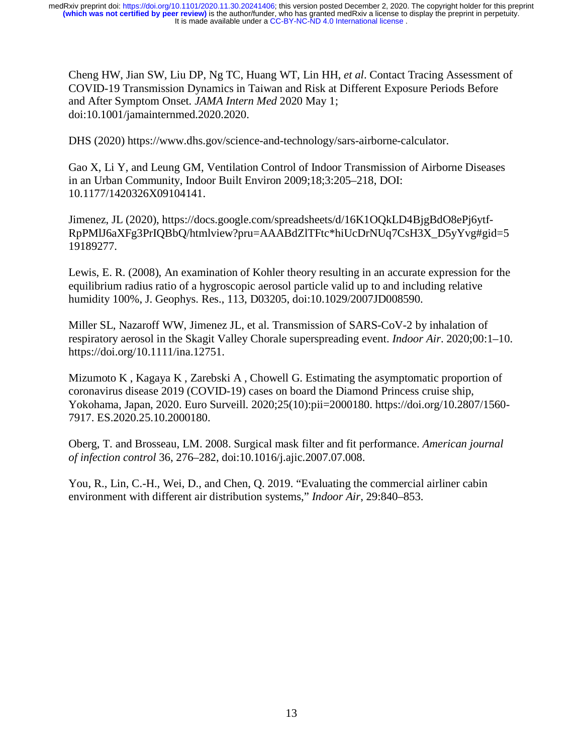Cheng HW, Jian SW, Liu DP, Ng TC, Huang WT, Lin HH, *et al*. Contact Tracing Assessment of COVID-19 Transmission Dynamics in Taiwan and Risk at Different Exposure Periods Before and After Symptom Onset. *JAMA Intern Med* 2020 May 1; doi:10.1001/jamainternmed.2020.2020.

DHS (2020) https://www.dhs.gov/science-and-technology/sars-airborne-calculator.

Gao X, Li Y, and Leung GM, Ventilation Control of Indoor Transmission of Airborne Diseases in an Urban Community, Indoor Built Environ 2009;18;3:205–218, DOI: 10.1177/1420326X09104141.

Jimenez, JL (2020), https://docs.google.com/spreadsheets/d/16K1OQkLD4BjgBdO8ePj6ytf-RpPMlJ6aXFg3PrIQBbQ/htmlview?pru=AAABdZlTFtc*hiUcDrNUq7CsH3X_D5yYvg#gid=519189277.

Lewis, E. R. (2008), An examination of Kohler theory resulting in an accurate expression for the equilibrium radius ratio of a hygroscopic aerosol particle valid up to and including relative humidity 100%, J. Geophys. Res., 113, D03205, doi:10.1029/2007JD008590.

Miller SL, Nazaroff WW, Jimenez JL, et al. Transmission of SARS-CoV-2 by inhalation of respiratory aerosol in the Skagit Valley Chorale superspreading event. *Indoor Air*. 2020;00:1–10. https://doi.org/10.1111/ina.12751.

Mizumoto K , Kagaya K , Zarebski A , Chowell G. Estimating the asymptomatic proportion of coronavirus disease 2019 (COVID-19) cases on board the Diamond Princess cruise ship, Yokohama, Japan, 2020. Euro Surveill. 2020;25(10):pii=2000180. https://doi.org/10.2807/1560-7917. ES.2020.25.10.2000180.

Oberg, T. and Brosseau, LM. 2008. Surgical mask filter and fit performance. *American journal of infection control* 36, 276–282, doi:10.1016/j.ajic.2007.07.008.

You, R., Lin, C.-H., Wei, D., and Chen, Q. 2019. "Evaluating the commercial airliner cabin environment with different air distribution systems," *Indoor Air*, 29:840–853.